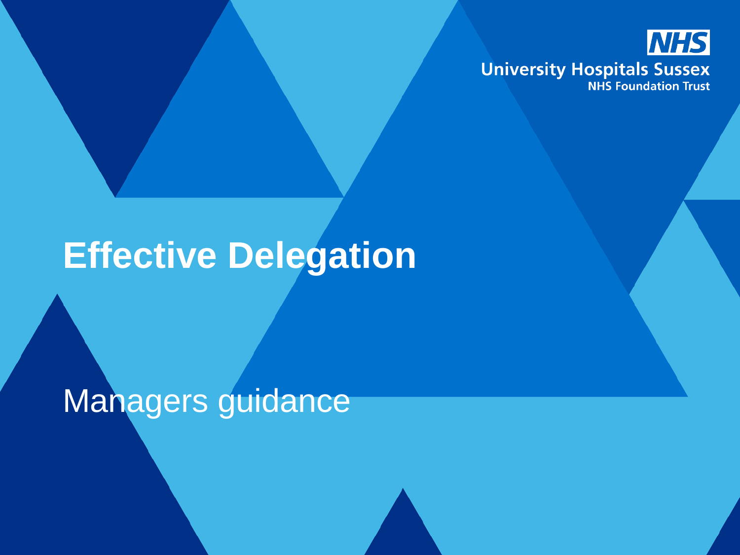NHS

University Hospitals Sussex
NHS Foundation Trust

# Effective Delegation

Managers guidance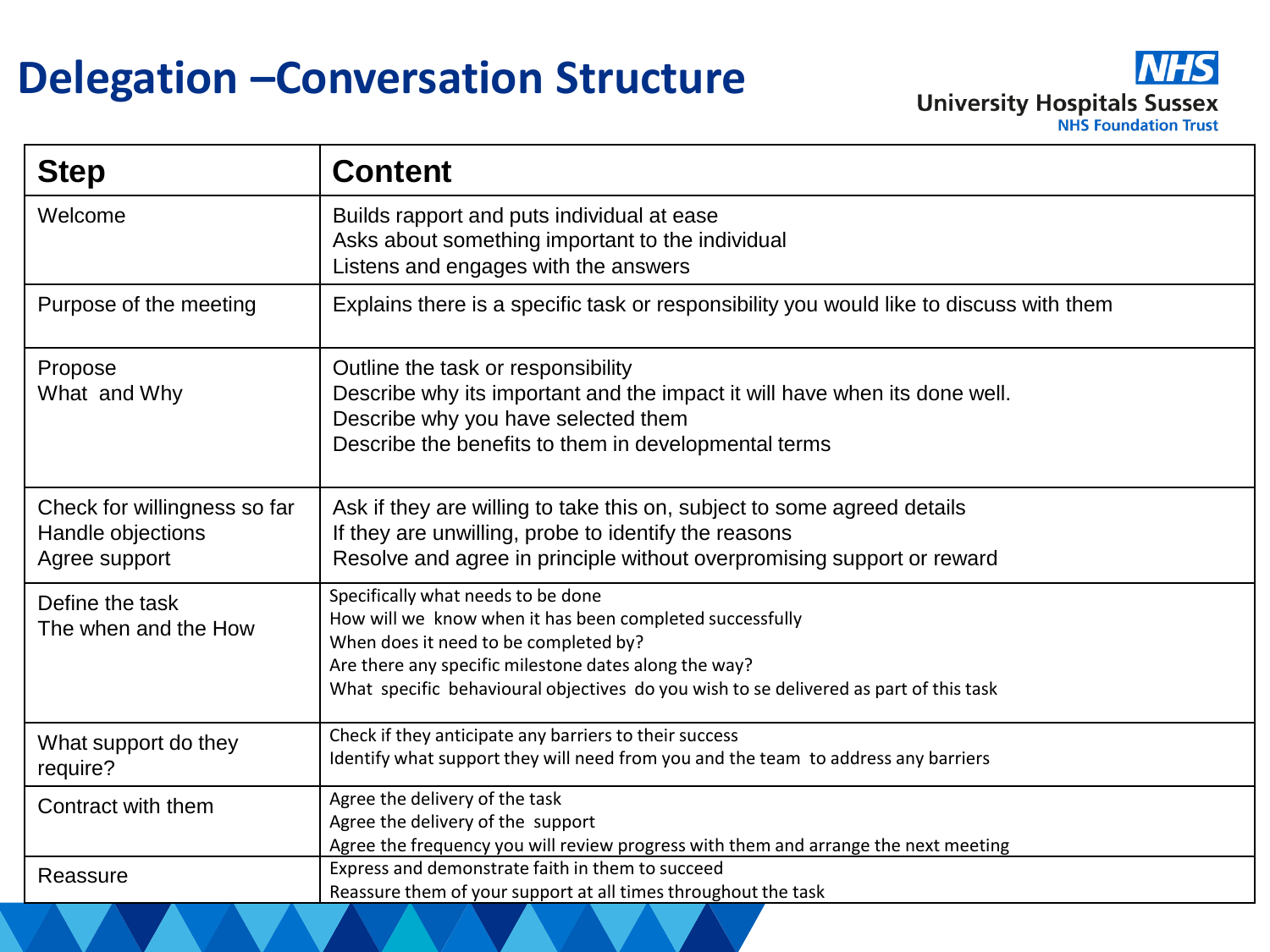# Delegation –Conversation Structure

| Step | Content |
|---|---|
| Welcome | Builds rapport and puts individual at ease<br>Asks about something important to the individual<br>Listens and engages with the answers |
| Purpose of the meeting | Explains there is a specific task or responsibility you would like to discuss with them |
| Propose<br>What and Why | Outline the task or responsibility<br>Describe why its important and the impact it will have when its done well.<br>Describe why you have selected them<br>Describe the benefits to them in developmental terms |
| Check for willingness so far<br>Handle objections<br>Agree support | Ask if they are willing to take this on, subject to some agreed details<br>If they are unwilling, probe to identify the reasons<br>Resolve and agree in principle without overpromising support or reward |
| Define the task<br>The when and the How | Specifically what needs to be done<br>How will we know when it has been completed successfully<br>When does it need to be completed by?<br>Are there any specific milestone dates along the way?<br>What specific behavioural objectives do you wish to se delivered as part of this task |
| What support do they require? | Check if they anticipate any barriers to their success<br>Identify what support they will need from you and the team to address any barriers |
| Contract with them | Agree the delivery of the task<br>Agree the delivery of the support<br>Agree the frequency you will review progress with them and arrange the next meeting |
| Reassure | Express and demonstrate faith in them to succeed<br>Reassure them of your support at all times throughout the task |